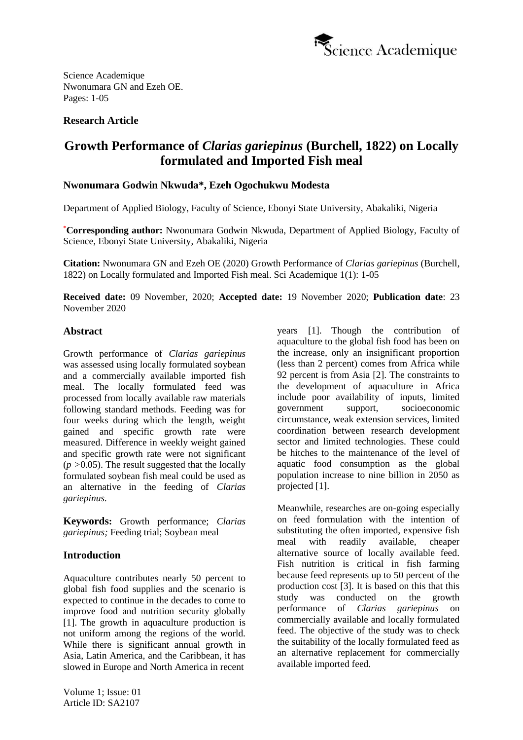Science Academique
Nwonumara GN and Ezeh OE.
Pages: 1-05

**Research Article**

# Growth Performance of *Clarias gariepinus* (Burchell, 1822) on Locally formulated and Imported Fish meal

**Nwonumara Godwin Nkwuda*, Ezeh Ogochukwu Modesta**

Department of Applied Biology, Faculty of Science, Ebonyi State University, Abakaliki, Nigeria

***Corresponding author:** Nwonumara Godwin Nkwuda, Department of Applied Biology, Faculty of Science, Ebonyi State University, Abakaliki, Nigeria

**Citation:** Nwonumara GN and Ezeh OE (2020) Growth Performance of *Clarias gariepinus* (Burchell, 1822) on Locally formulated and Imported Fish meal. Sci Academique 1(1): 1-05

**Received date:** 09 November, 2020; **Accepted date:** 19 November 2020; **Publication date**: 23 November 2020

## Abstract

Growth performance of *Clarias gariepinus* was assessed using locally formulated soybean and a commercially available imported fish meal. The locally formulated feed was processed from locally available raw materials following standard methods. Feeding was for four weeks during which the length, weight gained and specific growth rate were measured. Difference in weekly weight gained and specific growth rate were not significant ($p > 0.05$). The result suggested that the locally formulated soybean fish meal could be used as an alternative in the feeding of *Clarias gariepinus.*

**Keywords:** Growth performance; *Clarias gariepinus;* Feeding trial; Soybean meal

## Introduction

Aquaculture contributes nearly 50 percent to global fish food supplies and the scenario is expected to continue in the decades to come to improve food and nutrition security globally [1]. The growth in aquaculture production is not uniform among the regions of the world. While there is significant annual growth in Asia, Latin America, and the Caribbean, it has slowed in Europe and North America in recent years [1]. Though the contribution of aquaculture to the global fish food has been on the increase, only an insignificant proportion (less than 2 percent) comes from Africa while 92 percent is from Asia [2]. The constraints to the development of aquaculture in Africa include poor availability of inputs, limited government support, socioeconomic circumstance, weak extension services, limited coordination between research development sector and limited technologies. These could be hitches to the maintenance of the level of aquatic food consumption as the global population increase to nine billion in 2050 as projected [1].

Meanwhile, researches are on-going especially on feed formulation with the intention of substituting the often imported, expensive fish meal with readily available, cheaper alternative source of locally available feed. Fish nutrition is critical in fish farming because feed represents up to 50 percent of the production cost [3]. It is based on this that this study was conducted on the growth performance of *Clarias gariepinus* on commercially available and locally formulated feed. The objective of the study was to check the suitability of the locally formulated feed as an alternative replacement for commercially available imported feed.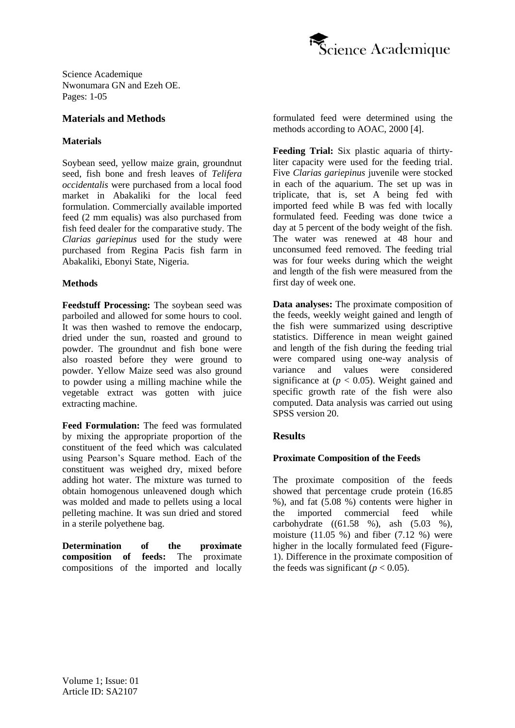## Materials and Methods

### Materials

Soybean seed, yellow maize grain, groundnut seed, fish bone and fresh leaves of *Telifera occidentalis* were purchased from a local food market in Abakaliki for the local feed formulation. Commercially available imported feed (2 mm equalis) was also purchased from fish feed dealer for the comparative study. The *Clarias gariepinus* used for the study were purchased from Regina Pacis fish farm in Abakaliki, Ebonyi State, Nigeria.

### Methods

**Feedstuff Processing:** The soybean seed was parboiled and allowed for some hours to cool. It was then washed to remove the endocarp, dried under the sun, roasted and ground to powder. The groundnut and fish bone were also roasted before they were ground to powder. Yellow Maize seed was also ground to powder using a milling machine while the vegetable extract was gotten with juice extracting machine.

**Feed Formulation:** The feed was formulated by mixing the appropriate proportion of the constituent of the feed which was calculated using Pearson's Square method. Each of the constituent was weighed dry, mixed before adding hot water. The mixture was turned to obtain homogenous unleavened dough which was molded and made to pellets using a local pelleting machine. It was sun dried and stored in a sterile polyethene bag.

**Determination of the proximate composition of feeds:** The proximate compositions of the imported and locally formulated feed were determined using the methods according to AOAC, 2000 [4].

**Feeding Trial:** Six plastic aquaria of thirty-liter capacity were used for the feeding trial. Five *Clarias gariepinus* juvenile were stocked in each of the aquarium. The set up was in triplicate, that is, set A being fed with imported feed while B was fed with locally formulated feed. Feeding was done twice a day at 5 percent of the body weight of the fish. The water was renewed at 48 hour and unconsumed feed removed. The feeding trial was for four weeks during which the weight and length of the fish were measured from the first day of week one.

**Data analyses:** The proximate composition of the feeds, weekly weight gained and length of the fish were summarized using descriptive statistics. Difference in mean weight gained and length of the fish during the feeding trial were compared using one-way analysis of variance and values were considered significance at ($p < 0.05$). Weight gained and specific growth rate of the fish were also computed. Data analysis was carried out using SPSS version 20.

## Results

### Proximate Composition of the Feeds

The proximate composition of the feeds showed that percentage crude protein (16.85 %), and fat (5.08 %) contents were higher in the imported commercial feed while carbohydrate ((61.58 %), ash (5.03 %), moisture (11.05 %) and fiber (7.12 %) were higher in the locally formulated feed (Figure-1). Difference in the proximate composition of the feeds was significant ($p < 0.05$).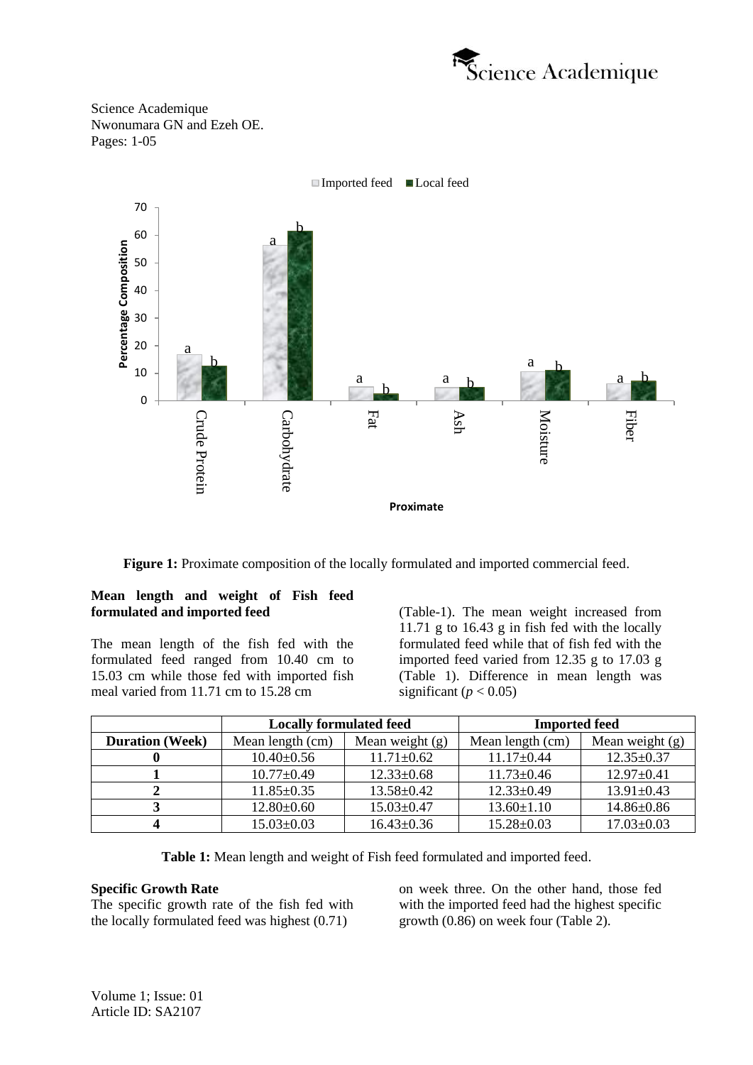Imported feed
Local feed

70
60
50
40
30
20
10
0

Percentage Composition

a b
a b
a b
a b
a b
a b

Crude Protein
Carbohydrate
Fat
Ash
Moisture
Fiber

Proximate

**Figure 1:** Proximate composition of the locally formulated and imported commercial feed.

### Mean length and weight of Fish feed formulated and imported feed

The mean length of the fish fed with the formulated feed ranged from 10.40 cm to 15.03 cm while those fed with imported fish meal varied from 11.71 cm to 15.28 cm (Table-1). The mean weight increased from 11.71 g to 16.43 g in fish fed with the locally formulated feed while that of fish fed with the imported feed varied from 12.35 g to 17.03 g (Table 1). Difference in mean length was significant ($p < 0.05$)

| | Locally formulated feed | | Imported feed | |
|---|---|---|---|---|
| **Duration (Week)** | Mean length (cm) | Mean weight (g) | Mean length (cm) | Mean weight (g) |
| **0** | 10.40±0.56 | 11.71±0.62 | 11.17±0.44 | 12.35±0.37 |
| **1** | 10.77±0.49 | 12.33±0.68 | 11.73±0.46 | 12.97±0.41 |
| **2** | 11.85±0.35 | 13.58±0.42 | 12.33±0.49 | 13.91±0.43 |
| **3** | 12.80±0.60 | 15.03±0.47 | 13.60±1.10 | 14.86±0.86 |
| **4** | 15.03±0.03 | 16.43±0.36 | 15.28±0.03 | 17.03±0.03 |

**Table 1:** Mean length and weight of Fish feed formulated and imported feed.

### Specific Growth Rate

The specific growth rate of the fish fed with the locally formulated feed was highest (0.71) on week three. On the other hand, those fed with the imported feed had the highest specific growth (0.86) on week four (Table 2).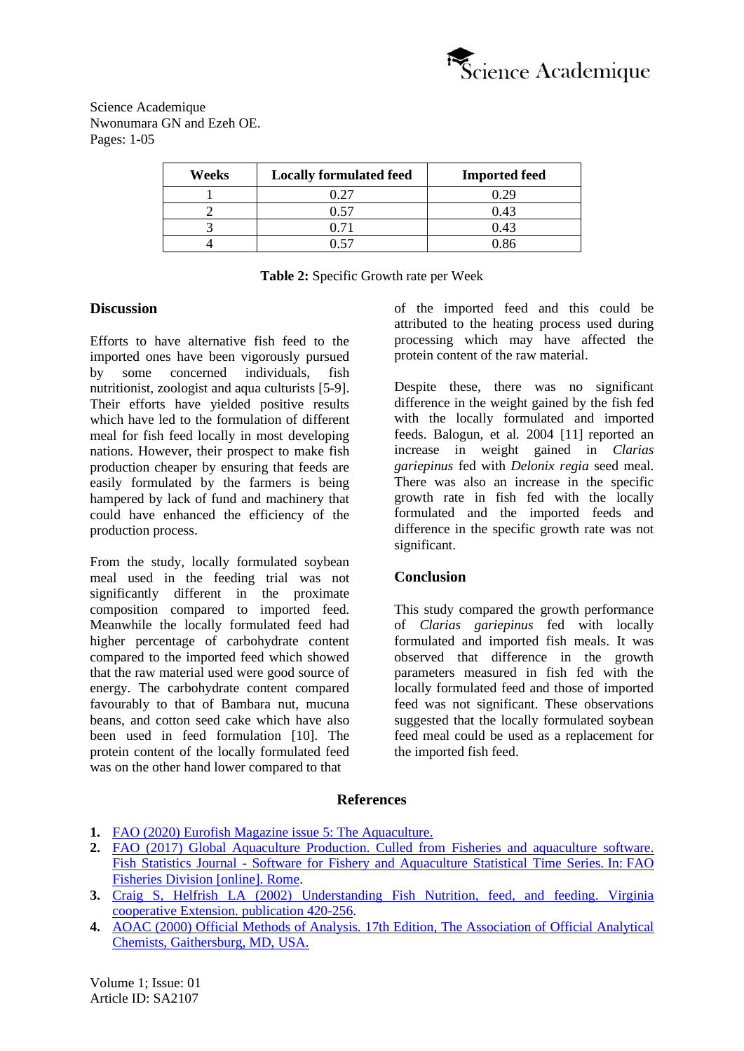| Weeks | Locally formulated feed | Imported feed |
|---|---|---|
| 1 | 0.27 | 0.29 |
| 2 | 0.57 | 0.43 |
| 3 | 0.71 | 0.43 |
| 4 | 0.57 | 0.86 |

**Table 2:** Specific Growth rate per Week

## Discussion

Efforts to have alternative fish feed to the imported ones have been vigorously pursued by some concerned individuals, fish nutritionist, zoologist and aqua culturists [5-9]. Their efforts have yielded positive results which have led to the formulation of different meal for fish feed locally in most developing nations. However, their prospect to make fish production cheaper by ensuring that feeds are easily formulated by the farmers is being hampered by lack of fund and machinery that could have enhanced the efficiency of the production process.

From the study, locally formulated soybean meal used in the feeding trial was not significantly different in the proximate composition compared to imported feed. Meanwhile the locally formulated feed had higher percentage of carbohydrate content compared to the imported feed which showed that the raw material used were good source of energy. The carbohydrate content compared favourably to that of Bambara nut, mucuna beans, and cotton seed cake which have also been used in feed formulation [10]. The protein content of the locally formulated feed was on the other hand lower compared to that of the imported feed and this could be attributed to the heating process used during processing which may have affected the protein content of the raw material.

Despite these, there was no significant difference in the weight gained by the fish fed with the locally formulated and imported feeds. Balogun, et al. 2004 [11] reported an increase in weight gained in *Clarias gariepinus* fed with *Delonix regia* seed meal. There was also an increase in the specific growth rate in fish fed with the locally formulated and the imported feeds and difference in the specific growth rate was not significant.

## Conclusion

This study compared the growth performance of *Clarias gariepinus* fed with locally formulated and imported fish meals. It was observed that difference in the growth parameters measured in fish fed with the locally formulated feed and those of imported feed was not significant. These observations suggested that the locally formulated soybean feed meal could be used as a replacement for the imported fish feed.

## References

1. FAO (2020) Eurofish Magazine issue 5: The Aquaculture.
2. FAO (2017) Global Aquaculture Production. Culled from Fisheries and aquaculture software. Fish Statistics Journal - Software for Fishery and Aquaculture Statistical Time Series. In: FAO Fisheries Division [online]. Rome.
3. Craig S, Helfrish LA (2002) Understanding Fish Nutrition, feed, and feeding. Virginia cooperative Extension. publication 420-256.
4. AOAC (2000) Official Methods of Analysis. 17th Edition, The Association of Official Analytical Chemists, Gaithersburg, MD, USA.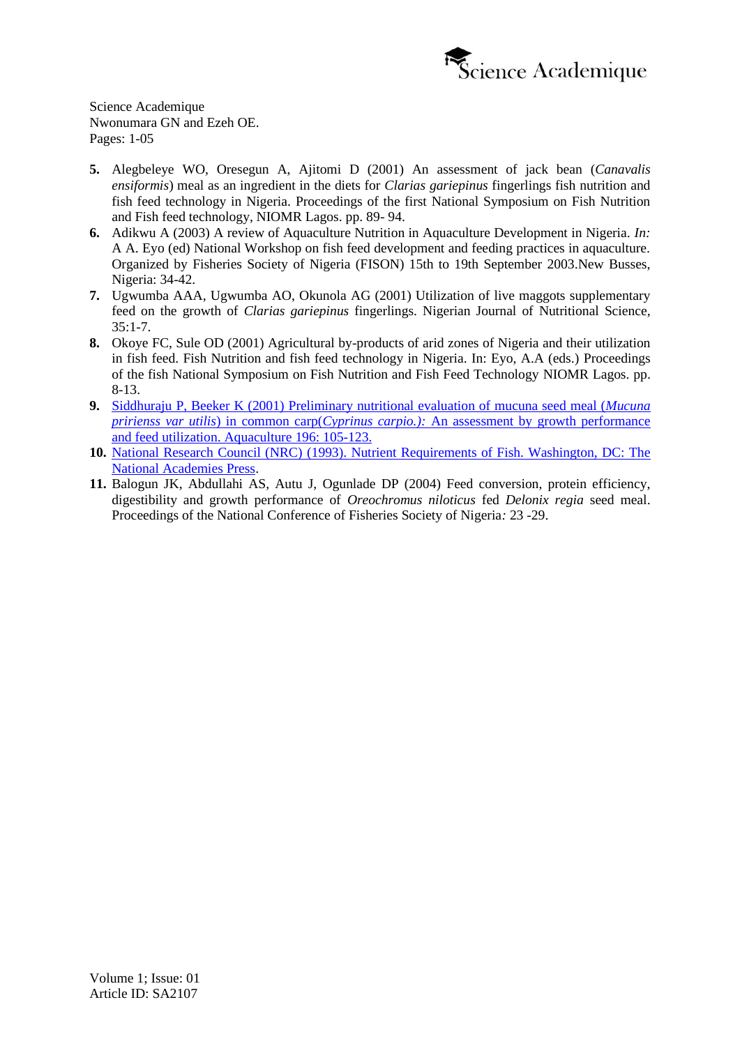5. Alegbeleye WO, Oresegun A, Ajitomi D (2001) An assessment of jack bean (*Canavalis ensiformis*) meal as an ingredient in the diets for *Clarias gariepinus* fingerlings fish nutrition and fish feed technology in Nigeria. Proceedings of the first National Symposium on Fish Nutrition and Fish feed technology, NIOMR Lagos. pp. 89- 94.
6. Adikwu A (2003) A review of Aquaculture Nutrition in Aquaculture Development in Nigeria. *In:* A A. Eyo (ed) National Workshop on fish feed development and feeding practices in aquaculture. Organized by Fisheries Society of Nigeria (FISON) 15th to 19th September 2003.New Busses, Nigeria: 34-42.
7. Ugwumba AAA, Ugwumba AO, Okunola AG (2001) Utilization of live maggots supplementary feed on the growth of *Clarias gariepinus* fingerlings. Nigerian Journal of Nutritional Science, 35:1-7.
8. Okoye FC, Sule OD (2001) Agricultural by-products of arid zones of Nigeria and their utilization in fish feed. Fish Nutrition and fish feed technology in Nigeria. In: Eyo, A.A (eds.) Proceedings of the fish National Symposium on Fish Nutrition and Fish Feed Technology NIOMR Lagos. pp. 8-13.
9. Siddhuraju P, Beeker K (2001) Preliminary nutritional evaluation of mucuna seed meal (*Mucuna pririenss var utilis*) in common carp(*Cyprinus carpio.):* An assessment by growth performance and feed utilization. Aquaculture 196: 105-123.
10. National Research Council (NRC) (1993). Nutrient Requirements of Fish. Washington, DC: The National Academies Press.
11. Balogun JK, Abdullahi AS, Autu J, Ogunlade DP (2004) Feed conversion, protein efficiency, digestibility and growth performance of *Oreochromus niloticus* fed *Delonix regia* seed meal. Proceedings of the National Conference of Fisheries Society of Nigeria*:* 23 -29.